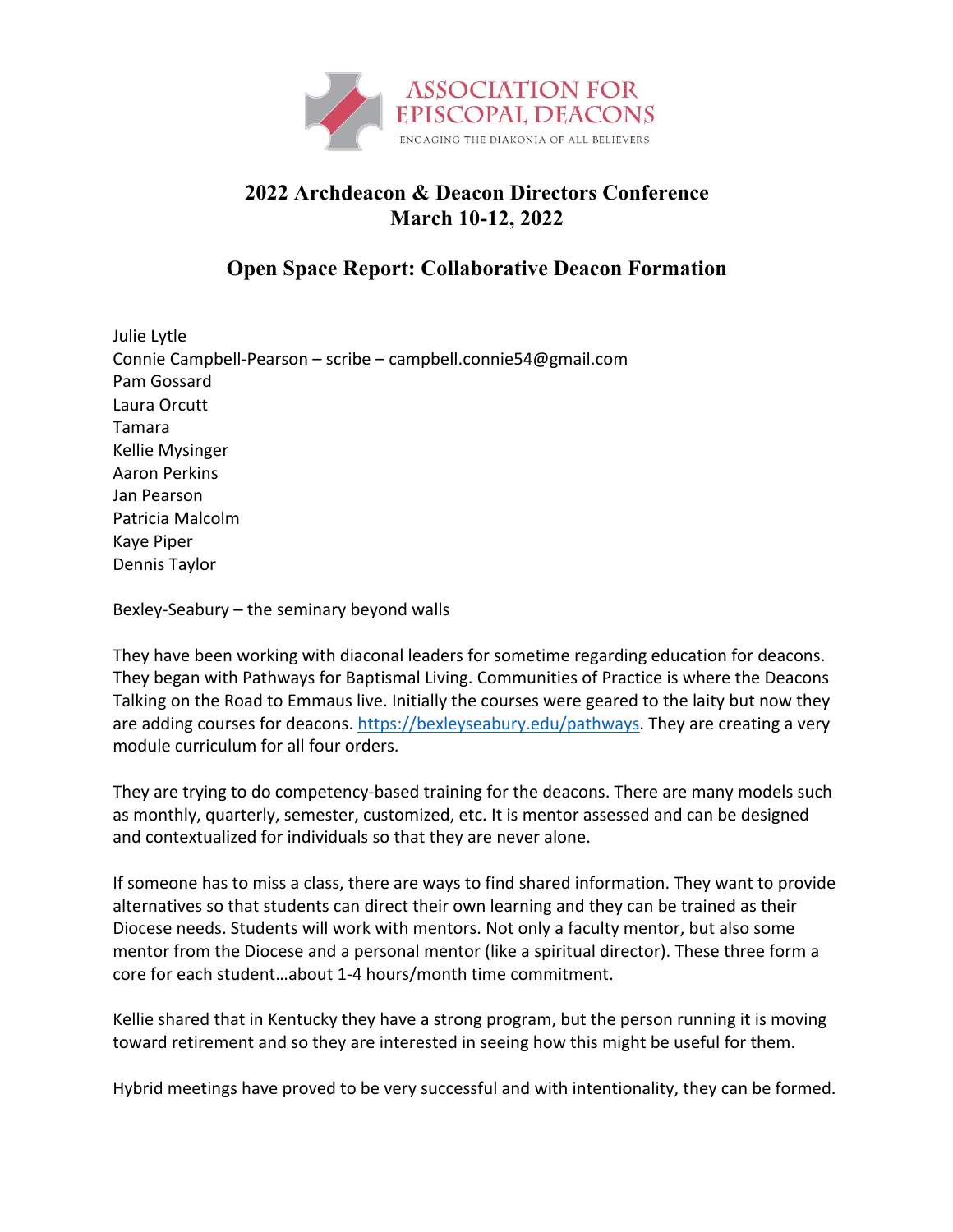ASSOCIATION FOR EPISCOPAL DEACONS

ENGAGING THE DIAKONIA OF ALL BELIEVERS

# 2022 Archdeacon & Deacon Directors Conference
# March 10-12, 2022

## Open Space Report: Collaborative Deacon Formation

Julie Lytle
Connie Campbell-Pearson – scribe – campbell.connie54@gmail.com
Pam Gossard
Laura Orcutt
Tamara
Kellie Mysinger
Aaron Perkins
Jan Pearson
Patricia Malcolm
Kaye Piper
Dennis Taylor

Bexley-Seabury – the seminary beyond walls

They have been working with diaconal leaders for sometime regarding education for deacons. They began with Pathways for Baptismal Living. Communities of Practice is where the Deacons Talking on the Road to Emmaus live. Initially the courses were geared to the laity but now they are adding courses for deacons. https://bexleyseabury.edu/pathways. They are creating a very module curriculum for all four orders.

They are trying to do competency-based training for the deacons. There are many models such as monthly, quarterly, semester, customized, etc. It is mentor assessed and can be designed and contextualized for individuals so that they are never alone.

If someone has to miss a class, there are ways to find shared information. They want to provide alternatives so that students can direct their own learning and they can be trained as their Diocese needs. Students will work with mentors. Not only a faculty mentor, but also some mentor from the Diocese and a personal mentor (like a spiritual director). These three form a core for each student…about 1-4 hours/month time commitment.

Kellie shared that in Kentucky they have a strong program, but the person running it is moving toward retirement and so they are interested in seeing how this might be useful for them.

Hybrid meetings have proved to be very successful and with intentionality, they can be formed.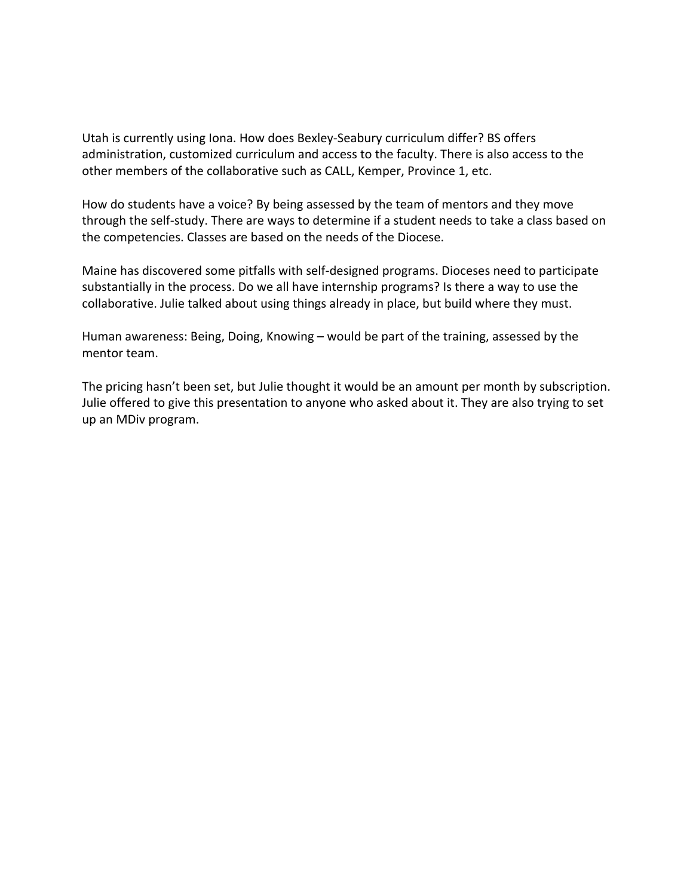Utah is currently using Iona. How does Bexley-Seabury curriculum differ? BS offers administration, customized curriculum and access to the faculty. There is also access to the other members of the collaborative such as CALL, Kemper, Province 1, etc.

How do students have a voice? By being assessed by the team of mentors and they move through the self-study. There are ways to determine if a student needs to take a class based on the competencies. Classes are based on the needs of the Diocese.

Maine has discovered some pitfalls with self-designed programs. Dioceses need to participate substantially in the process. Do we all have internship programs? Is there a way to use the collaborative. Julie talked about using things already in place, but build where they must.

Human awareness: Being, Doing, Knowing – would be part of the training, assessed by the mentor team.

The pricing hasn't been set, but Julie thought it would be an amount per month by subscription. Julie offered to give this presentation to anyone who asked about it. They are also trying to set up an MDiv program.